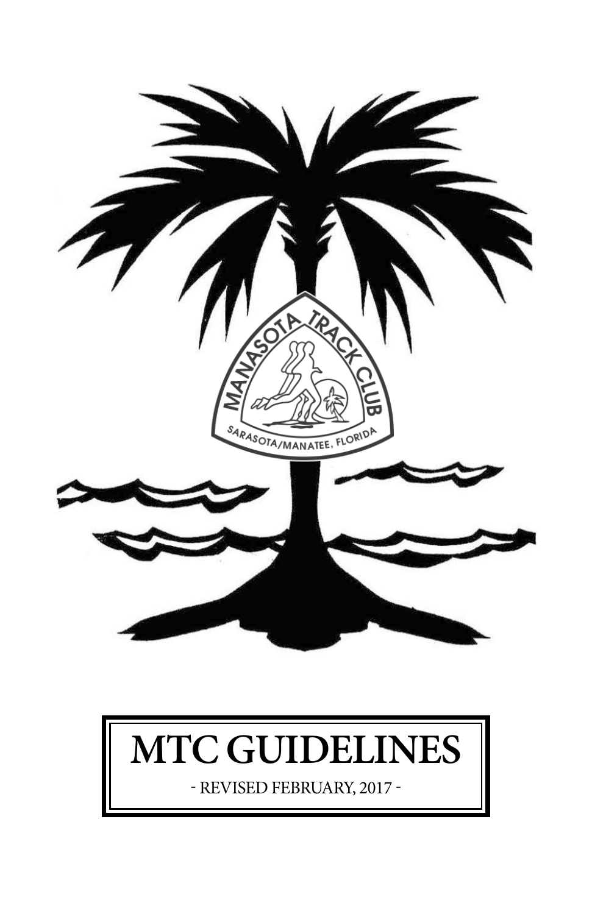# MTC GUIDELINES

- REVISED FEBRUARY, 2017 -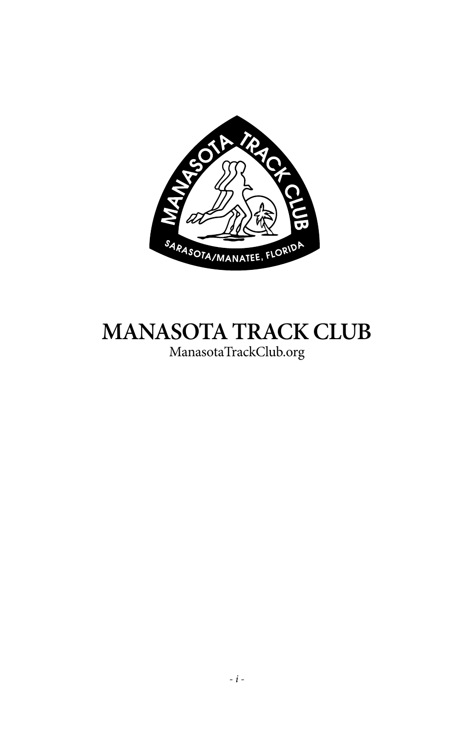# MANASOTA TRACK CLUB

ManasotaTrackClub.org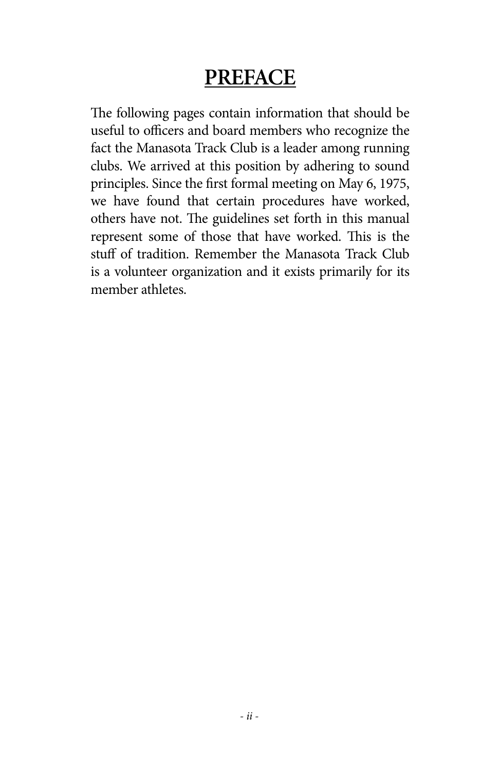# PREFACE

The following pages contain information that should be useful to officers and board members who recognize the fact the Manasota Track Club is a leader among running clubs. We arrived at this position by adhering to sound principles. Since the first formal meeting on May 6, 1975, we have found that certain procedures have worked, others have not. The guidelines set forth in this manual represent some of those that have worked. This is the stuff of tradition. Remember the Manasota Track Club is a volunteer organization and it exists primarily for its member athletes.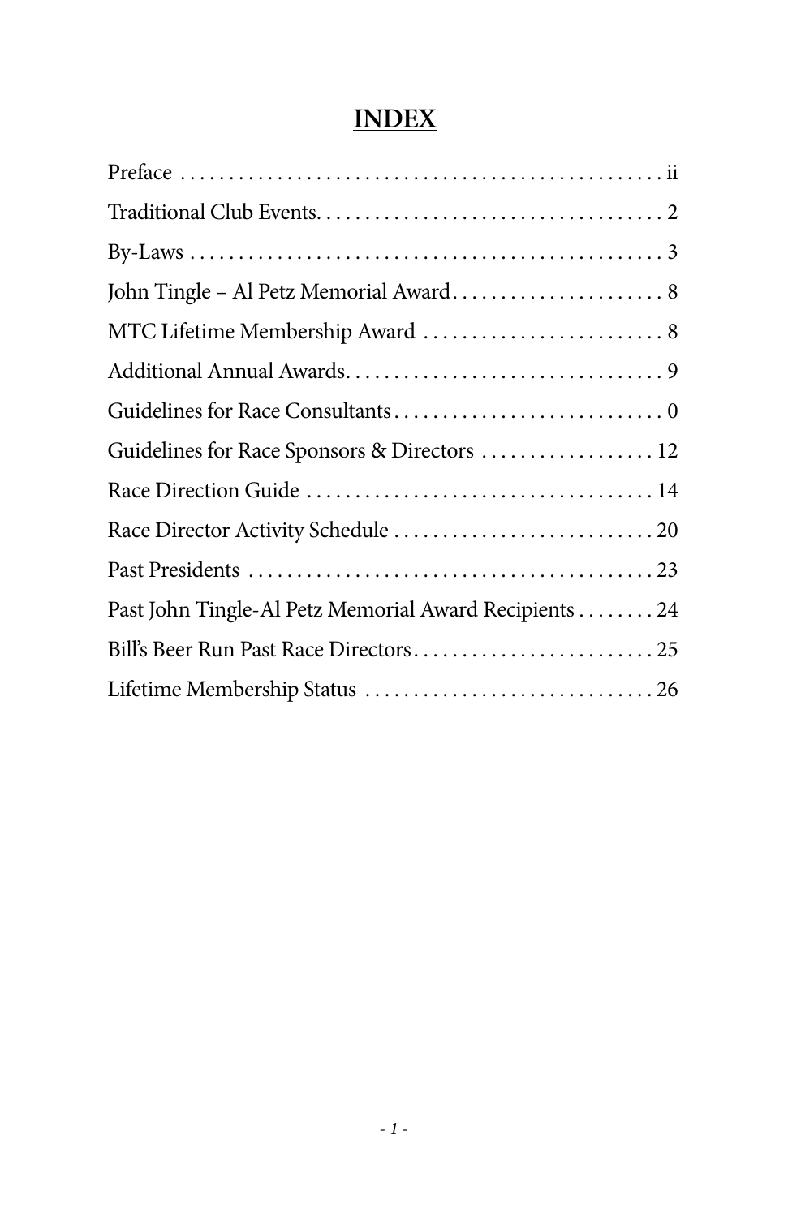# INDEX

| | |
|---|---|
| Preface | ii |
| Traditional Club Events | 2 |
| By-Laws | 3 |
| John Tingle – Al Petz Memorial Award | 8 |
| MTC Lifetime Membership Award | 8 |
| Additional Annual Awards | 9 |
| Guidelines for Race Consultants | 0 |
| Guidelines for Race Sponsors & Directors | 12 |
| Race Direction Guide | 14 |
| Race Director Activity Schedule | 20 |
| Past Presidents | 23 |
| Past John Tingle-Al Petz Memorial Award Recipients | 24 |
| Bill's Beer Run Past Race Directors | 25 |
| Lifetime Membership Status | 26 |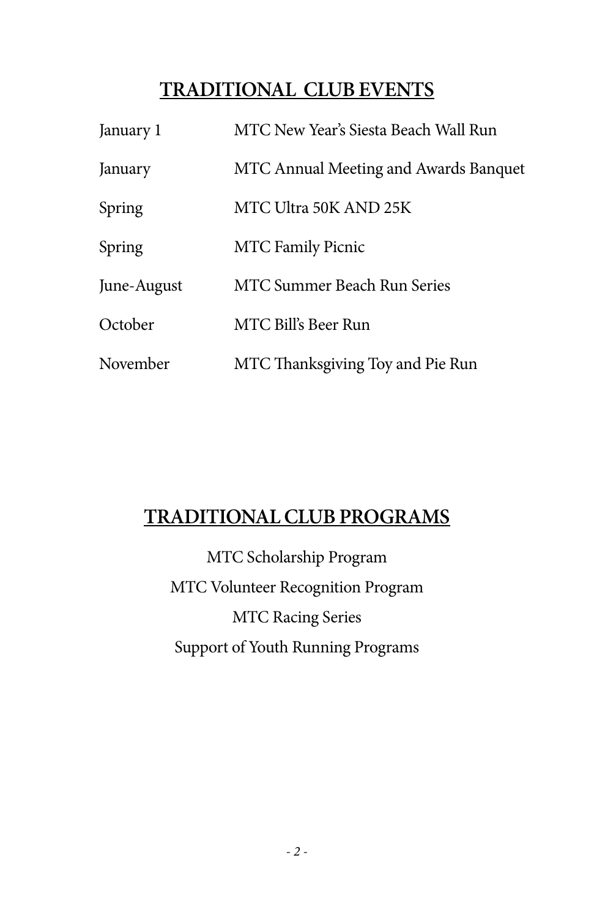## **TRADITIONAL CLUB EVENTS**

| | |
|---|---|
| January 1 | MTC New Year's Siesta Beach Wall Run |
| January | MTC Annual Meeting and Awards Banquet |
| Spring | MTC Ultra 50K AND 25K |
| Spring | MTC Family Picnic |
| June-August | MTC Summer Beach Run Series |
| October | MTC Bill's Beer Run |
| November | MTC Thanksgiving Toy and Pie Run |

## **TRADITIONAL CLUB PROGRAMS**

MTC Scholarship Program

MTC Volunteer Recognition Program

MTC Racing Series

Support of Youth Running Programs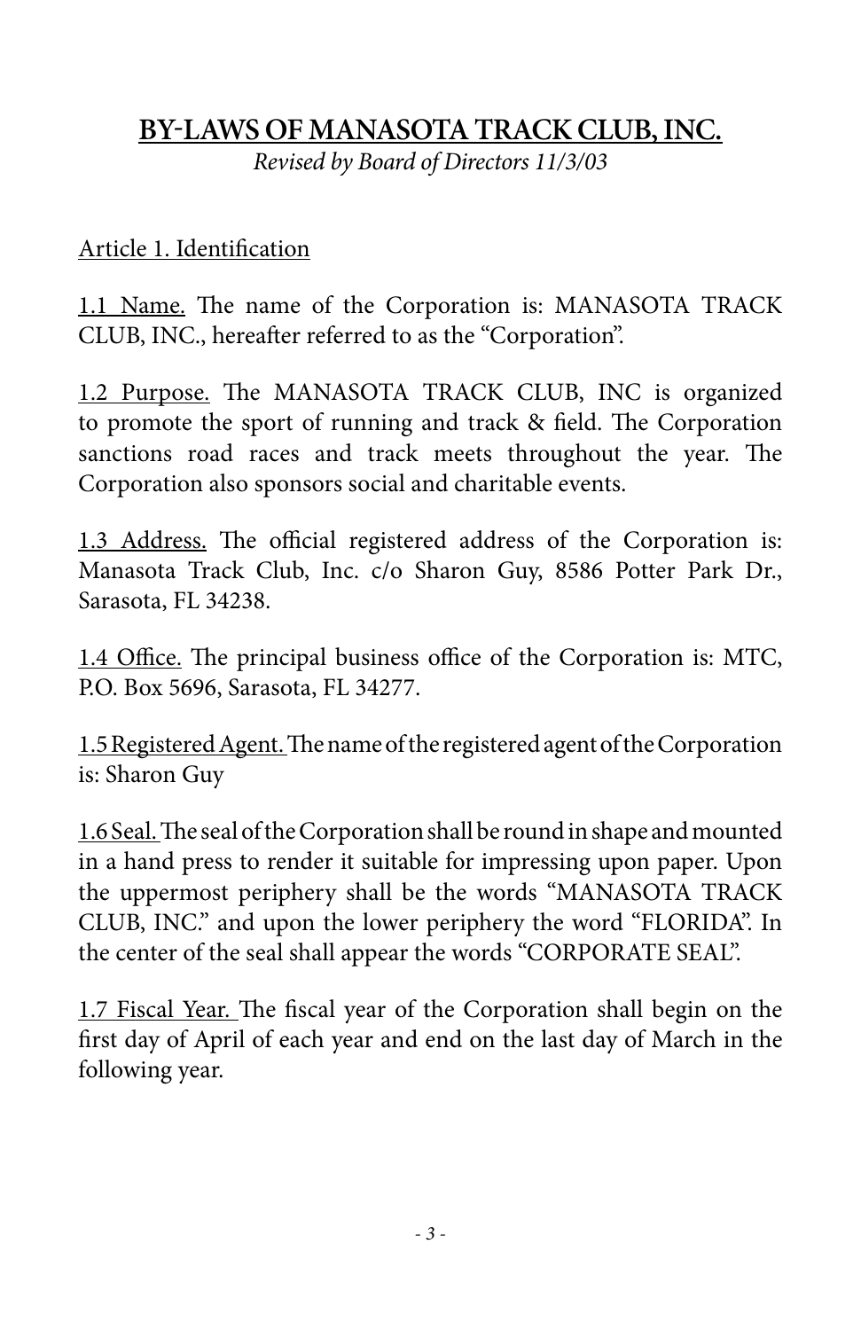# BY-LAWS OF MANASOTA TRACK CLUB, INC.

*Revised by Board of Directors 11/3/03*

## Article 1. Identification

1.1 Name. The name of the Corporation is: MANASOTA TRACK CLUB, INC., hereafter referred to as the "Corporation".

1.2 Purpose. The MANASOTA TRACK CLUB, INC is organized to promote the sport of running and track & field. The Corporation sanctions road races and track meets throughout the year. The Corporation also sponsors social and charitable events.

1.3 Address. The official registered address of the Corporation is: Manasota Track Club, Inc. c/o Sharon Guy, 8586 Potter Park Dr., Sarasota, FL 34238.

1.4 Office. The principal business office of the Corporation is: MTC, P.O. Box 5696, Sarasota, FL 34277.

1.5 Registered Agent. The name of the registered agent of the Corporation is: Sharon Guy

1.6 Seal. The seal of the Corporation shall be round in shape and mounted in a hand press to render it suitable for impressing upon paper. Upon the uppermost periphery shall be the words "MANASOTA TRACK CLUB, INC." and upon the lower periphery the word "FLORIDA". In the center of the seal shall appear the words "CORPORATE SEAL".

1.7 Fiscal Year. The fiscal year of the Corporation shall begin on the first day of April of each year and end on the last day of March in the following year.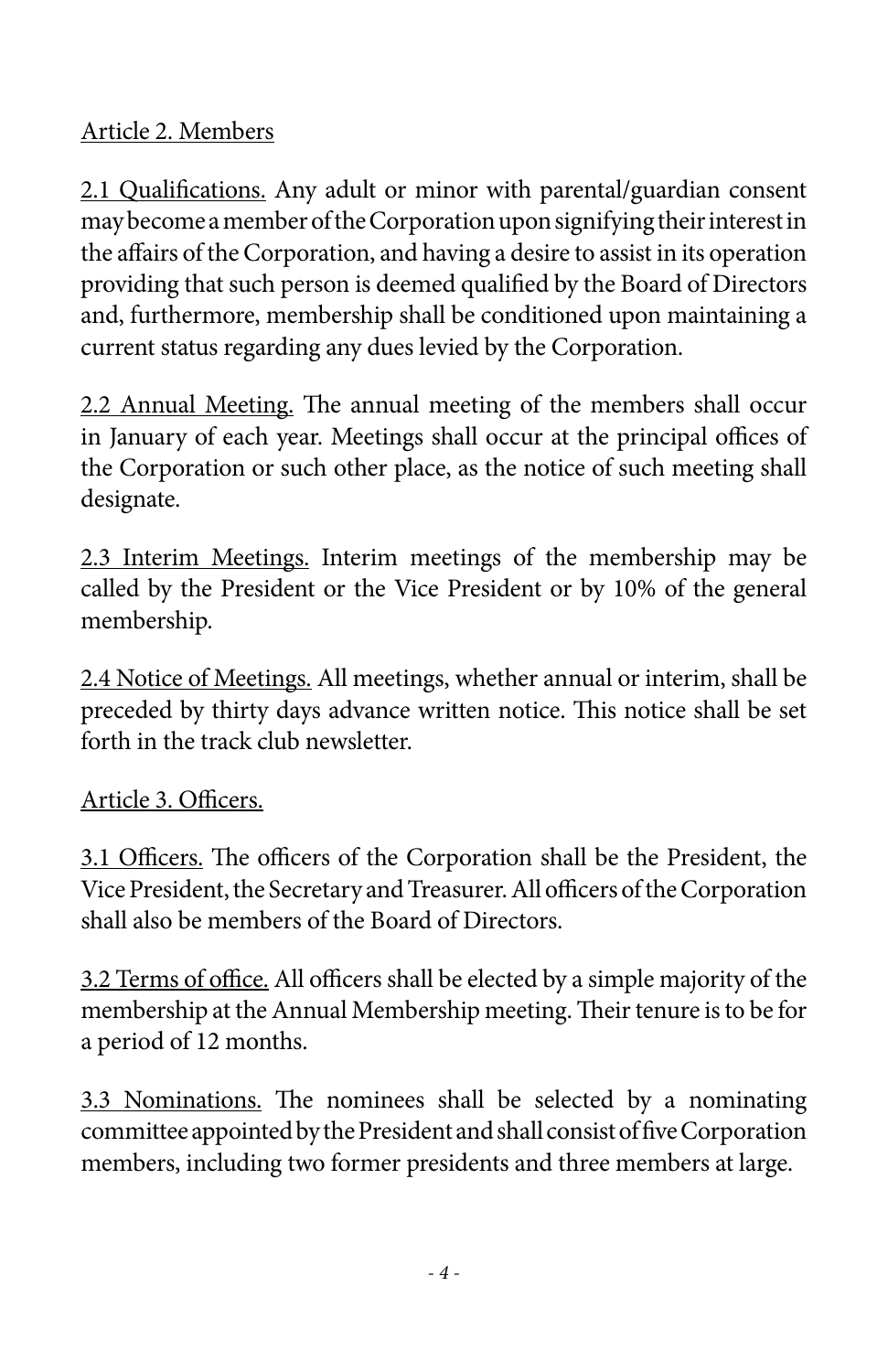## Article 2. Members

2.1 Qualifications. Any adult or minor with parental/guardian consent may become a member of the Corporation upon signifying their interest in the affairs of the Corporation, and having a desire to assist in its operation providing that such person is deemed qualified by the Board of Directors and, furthermore, membership shall be conditioned upon maintaining a current status regarding any dues levied by the Corporation.

2.2 Annual Meeting. The annual meeting of the members shall occur in January of each year. Meetings shall occur at the principal offices of the Corporation or such other place, as the notice of such meeting shall designate.

2.3 Interim Meetings. Interim meetings of the membership may be called by the President or the Vice President or by 10% of the general membership.

2.4 Notice of Meetings. All meetings, whether annual or interim, shall be preceded by thirty days advance written notice. This notice shall be set forth in the track club newsletter.

## Article 3. Officers.

3.1 Officers. The officers of the Corporation shall be the President, the Vice President, the Secretary and Treasurer. All officers of the Corporation shall also be members of the Board of Directors.

3.2 Terms of office. All officers shall be elected by a simple majority of the membership at the Annual Membership meeting. Their tenure is to be for a period of 12 months.

3.3 Nominations. The nominees shall be selected by a nominating committee appointed by the President and shall consist of five Corporation members, including two former presidents and three members at large.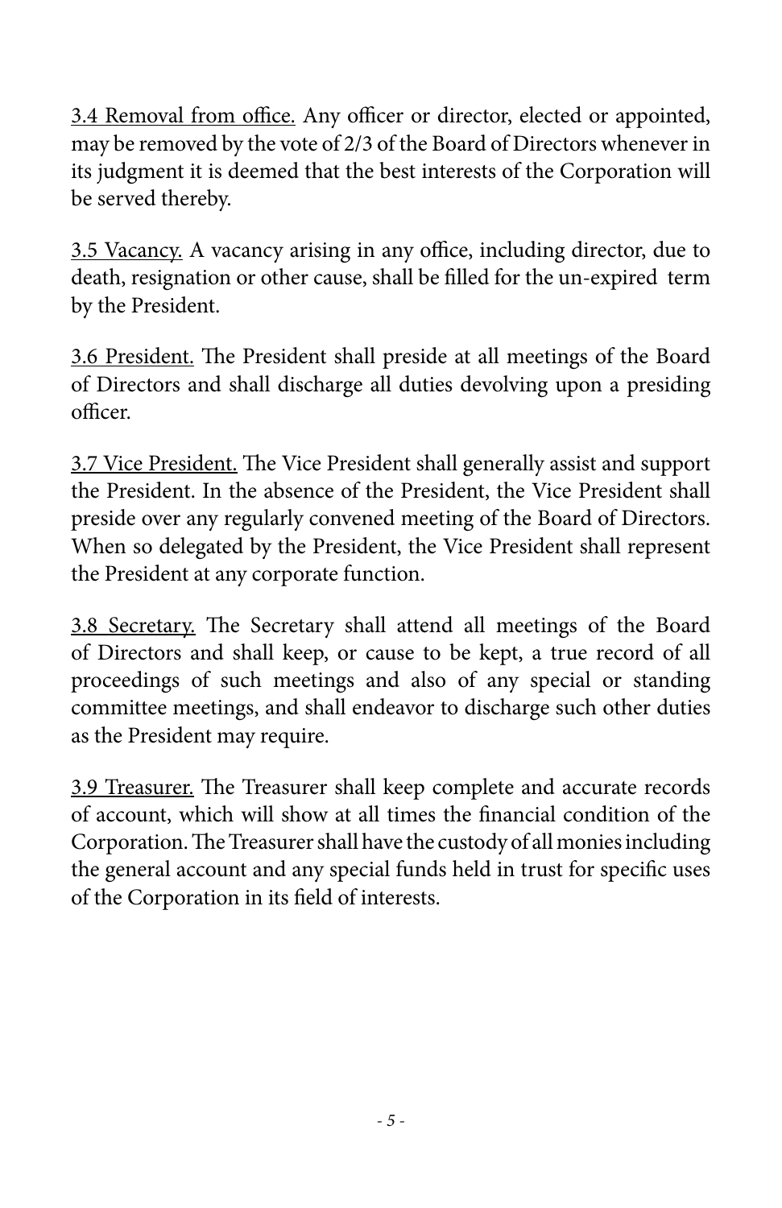<u>3.4 Removal from office.</u> Any officer or director, elected or appointed, may be removed by the vote of 2/3 of the Board of Directors whenever in its judgment it is deemed that the best interests of the Corporation will be served thereby.

<u>3.5 Vacancy.</u> A vacancy arising in any office, including director, due to death, resignation or other cause, shall be filled for the un-expired term by the President.

<u>3.6 President.</u> The President shall preside at all meetings of the Board of Directors and shall discharge all duties devolving upon a presiding officer.

<u>3.7 Vice President.</u> The Vice President shall generally assist and support the President. In the absence of the President, the Vice President shall preside over any regularly convened meeting of the Board of Directors. When so delegated by the President, the Vice President shall represent the President at any corporate function.

<u>3.8 Secretary.</u> The Secretary shall attend all meetings of the Board of Directors and shall keep, or cause to be kept, a true record of all proceedings of such meetings and also of any special or standing committee meetings, and shall endeavor to discharge such other duties as the President may require.

<u>3.9 Treasurer.</u> The Treasurer shall keep complete and accurate records of account, which will show at all times the financial condition of the Corporation. The Treasurer shall have the custody of all monies including the general account and any special funds held in trust for specific uses of the Corporation in its field of interests.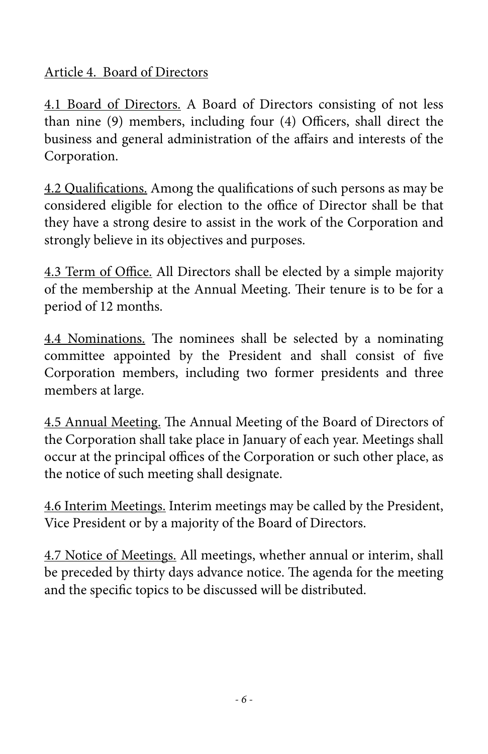## Article 4. Board of Directors

4.1 Board of Directors. A Board of Directors consisting of not less than nine (9) members, including four (4) Officers, shall direct the business and general administration of the affairs and interests of the Corporation.

4.2 Qualifications. Among the qualifications of such persons as may be considered eligible for election to the office of Director shall be that they have a strong desire to assist in the work of the Corporation and strongly believe in its objectives and purposes.

4.3 Term of Office. All Directors shall be elected by a simple majority of the membership at the Annual Meeting. Their tenure is to be for a period of 12 months.

4.4 Nominations. The nominees shall be selected by a nominating committee appointed by the President and shall consist of five Corporation members, including two former presidents and three members at large.

4.5 Annual Meeting. The Annual Meeting of the Board of Directors of the Corporation shall take place in January of each year. Meetings shall occur at the principal offices of the Corporation or such other place, as the notice of such meeting shall designate.

4.6 Interim Meetings. Interim meetings may be called by the President, Vice President or by a majority of the Board of Directors.

4.7 Notice of Meetings. All meetings, whether annual or interim, shall be preceded by thirty days advance notice. The agenda for the meeting and the specific topics to be discussed will be distributed.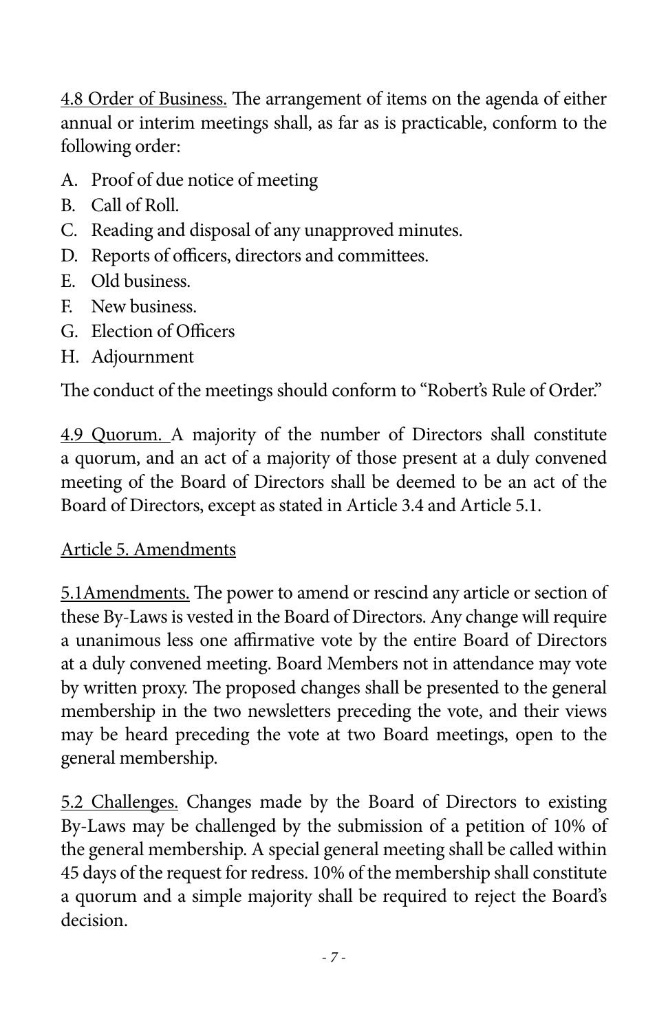4.8 Order of Business. The arrangement of items on the agenda of either annual or interim meetings shall, as far as is practicable, conform to the following order:

A. Proof of due notice of meeting
B. Call of Roll.
C. Reading and disposal of any unapproved minutes.
D. Reports of officers, directors and committees.
E. Old business.
F. New business.
G. Election of Officers
H. Adjournment

The conduct of the meetings should conform to "Robert's Rule of Order."

4.9 Quorum. A majority of the number of Directors shall constitute a quorum, and an act of a majority of those present at a duly convened meeting of the Board of Directors shall be deemed to be an act of the Board of Directors, except as stated in Article 3.4 and Article 5.1.

Article 5. Amendments

5.1Amendments. The power to amend or rescind any article or section of these By-Laws is vested in the Board of Directors. Any change will require a unanimous less one affirmative vote by the entire Board of Directors at a duly convened meeting. Board Members not in attendance may vote by written proxy. The proposed changes shall be presented to the general membership in the two newsletters preceding the vote, and their views may be heard preceding the vote at two Board meetings, open to the general membership.

5.2 Challenges. Changes made by the Board of Directors to existing By-Laws may be challenged by the submission of a petition of 10% of the general membership. A special general meeting shall be called within 45 days of the request for redress. 10% of the membership shall constitute a quorum and a simple majority shall be required to reject the Board's decision.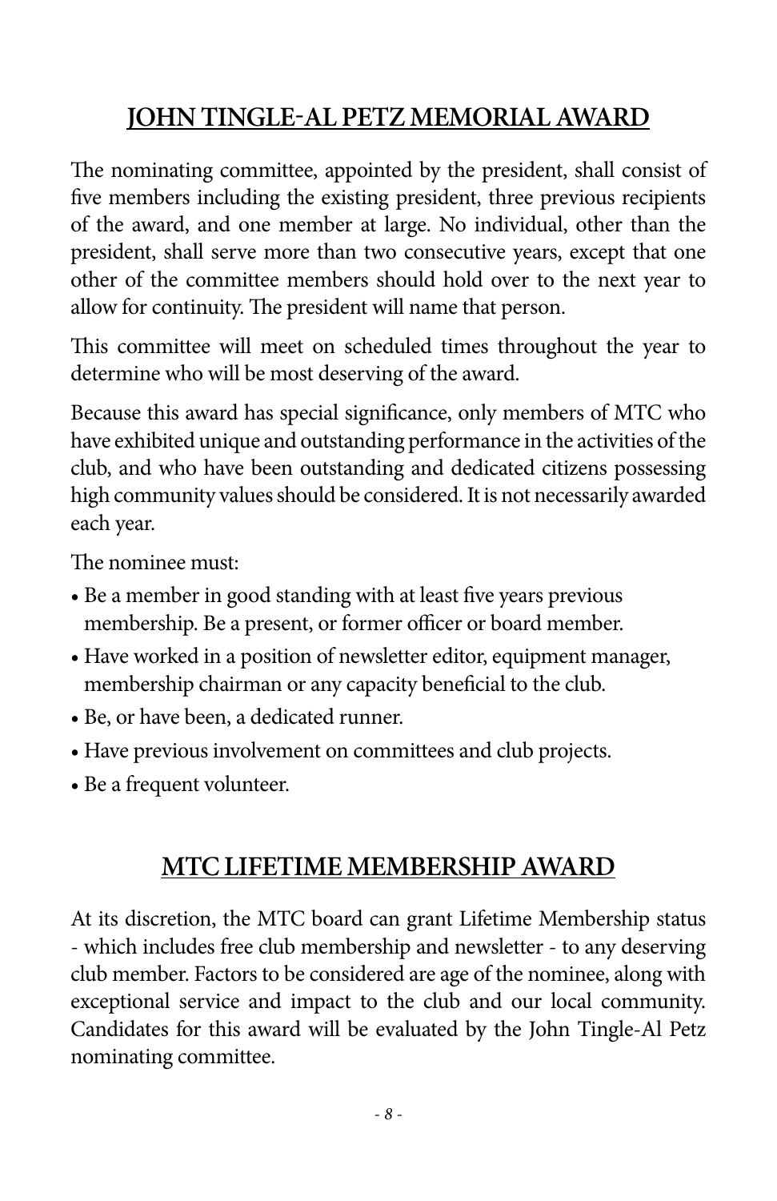## JOHN TINGLE-AL PETZ MEMORIAL AWARD

The nominating committee, appointed by the president, shall consist of five members including the existing president, three previous recipients of the award, and one member at large. No individual, other than the president, shall serve more than two consecutive years, except that one other of the committee members should hold over to the next year to allow for continuity. The president will name that person.

This committee will meet on scheduled times throughout the year to determine who will be most deserving of the award.

Because this award has special significance, only members of MTC who have exhibited unique and outstanding performance in the activities of the club, and who have been outstanding and dedicated citizens possessing high community values should be considered. It is not necessarily awarded each year.

The nominee must:

- Be a member in good standing with at least five years previous membership. Be a present, or former officer or board member.
- Have worked in a position of newsletter editor, equipment manager, membership chairman or any capacity beneficial to the club.
- Be, or have been, a dedicated runner.
- Have previous involvement on committees and club projects.
- Be a frequent volunteer.

## MTC LIFETIME MEMBERSHIP AWARD

At its discretion, the MTC board can grant Lifetime Membership status - which includes free club membership and newsletter - to any deserving club member. Factors to be considered are age of the nominee, along with exceptional service and impact to the club and our local community. Candidates for this award will be evaluated by the John Tingle-Al Petz nominating committee.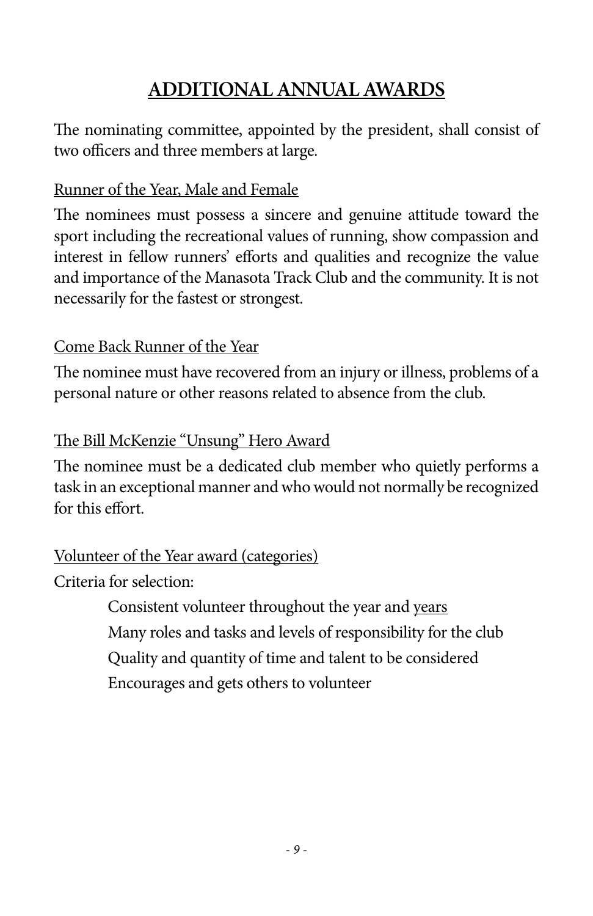## ADDITIONAL ANNUAL AWARDS

The nominating committee, appointed by the president, shall consist of two officers and three members at large.

<u>Runner of the Year, Male and Female</u>

The nominees must possess a sincere and genuine attitude toward the sport including the recreational values of running, show compassion and interest in fellow runners' efforts and qualities and recognize the value and importance of the Manasota Track Club and the community. It is not necessarily for the fastest or strongest.

<u>Come Back Runner of the Year</u>

The nominee must have recovered from an injury or illness, problems of a personal nature or other reasons related to absence from the club.

<u>The Bill McKenzie "Unsung" Hero Award</u>

The nominee must be a dedicated club member who quietly performs a task in an exceptional manner and who would not normally be recognized for this effort.

<u>Volunteer of the Year award (categories)</u>

Criteria for selection:

- Consistent volunteer throughout the year and <u>years</u>
- Many roles and tasks and levels of responsibility for the club
- Quality and quantity of time and talent to be considered
- Encourages and gets others to volunteer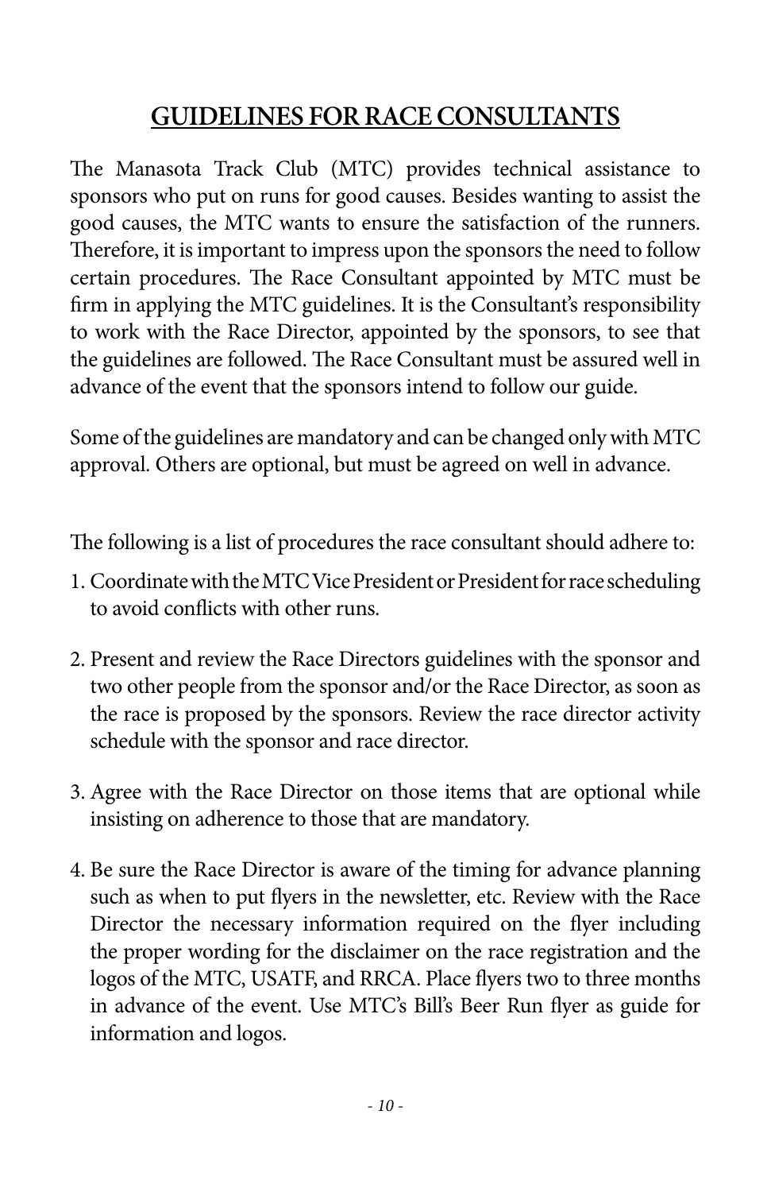## GUIDELINES FOR RACE CONSULTANTS

The Manasota Track Club (MTC) provides technical assistance to sponsors who put on runs for good causes. Besides wanting to assist the good causes, the MTC wants to ensure the satisfaction of the runners. Therefore, it is important to impress upon the sponsors the need to follow certain procedures. The Race Consultant appointed by MTC must be firm in applying the MTC guidelines. It is the Consultant's responsibility to work with the Race Director, appointed by the sponsors, to see that the guidelines are followed. The Race Consultant must be assured well in advance of the event that the sponsors intend to follow our guide.

Some of the guidelines are mandatory and can be changed only with MTC approval. Others are optional, but must be agreed on well in advance.

The following is a list of procedures the race consultant should adhere to:

1. Coordinate with the MTC Vice President or President for race scheduling to avoid conflicts with other runs.

2. Present and review the Race Directors guidelines with the sponsor and two other people from the sponsor and/or the Race Director, as soon as the race is proposed by the sponsors. Review the race director activity schedule with the sponsor and race director.

3. Agree with the Race Director on those items that are optional while insisting on adherence to those that are mandatory.

4. Be sure the Race Director is aware of the timing for advance planning such as when to put flyers in the newsletter, etc. Review with the Race Director the necessary information required on the flyer including the proper wording for the disclaimer on the race registration and the logos of the MTC, USATF, and RRCA. Place flyers two to three months in advance of the event. Use MTC's Bill's Beer Run flyer as guide for information and logos.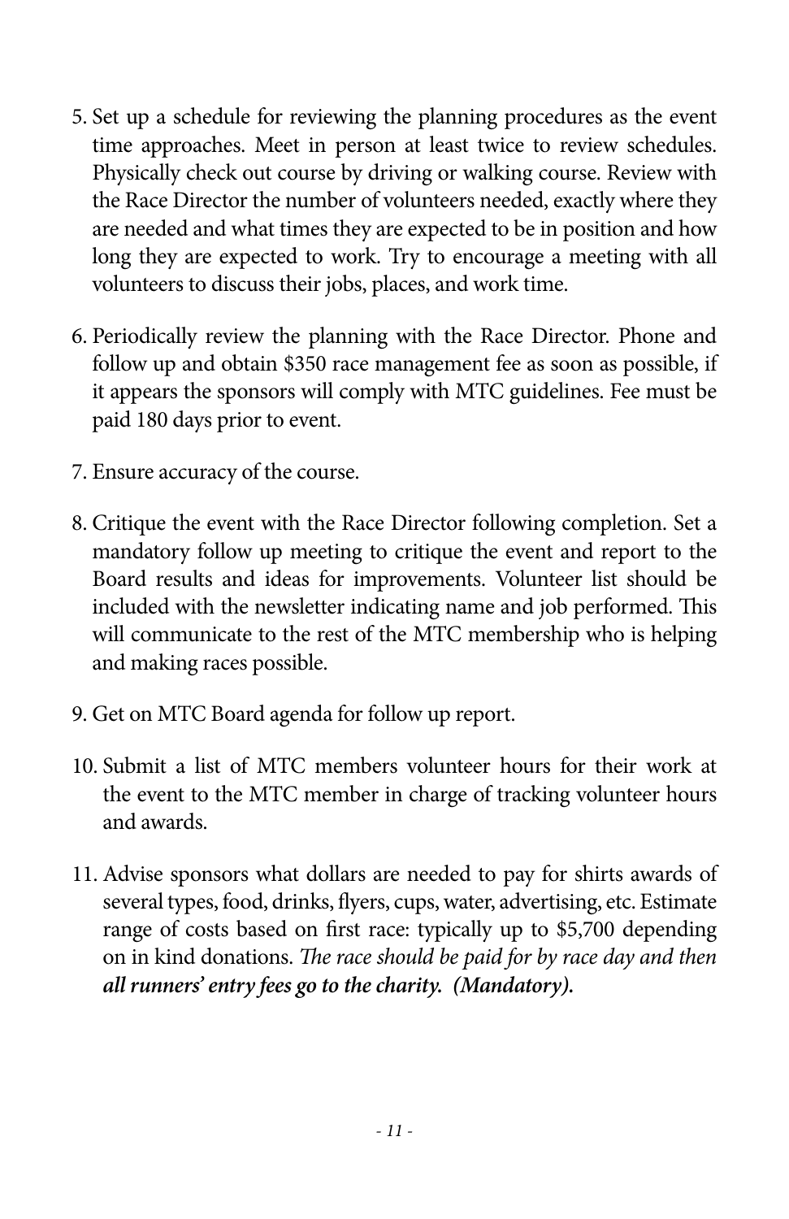5. Set up a schedule for reviewing the planning procedures as the event time approaches. Meet in person at least twice to review schedules. Physically check out course by driving or walking course. Review with the Race Director the number of volunteers needed, exactly where they are needed and what times they are expected to be in position and how long they are expected to work. Try to encourage a meeting with all volunteers to discuss their jobs, places, and work time.

6. Periodically review the planning with the Race Director. Phone and follow up and obtain $350 race management fee as soon as possible, if it appears the sponsors will comply with MTC guidelines. Fee must be paid 180 days prior to event.

7. Ensure accuracy of the course.

8. Critique the event with the Race Director following completion. Set a mandatory follow up meeting to critique the event and report to the Board results and ideas for improvements. Volunteer list should be included with the newsletter indicating name and job performed. This will communicate to the rest of the MTC membership who is helping and making races possible.

9. Get on MTC Board agenda for follow up report.

10. Submit a list of MTC members volunteer hours for their work at the event to the MTC member in charge of tracking volunteer hours and awards.

11. Advise sponsors what dollars are needed to pay for shirts awards of several types, food, drinks, flyers, cups, water, advertising, etc. Estimate range of costs based on first race: typically up to $5,700 depending on in kind donations. *The race should be paid for by race day and then **all runners' entry fees go to the charity. (Mandatory).***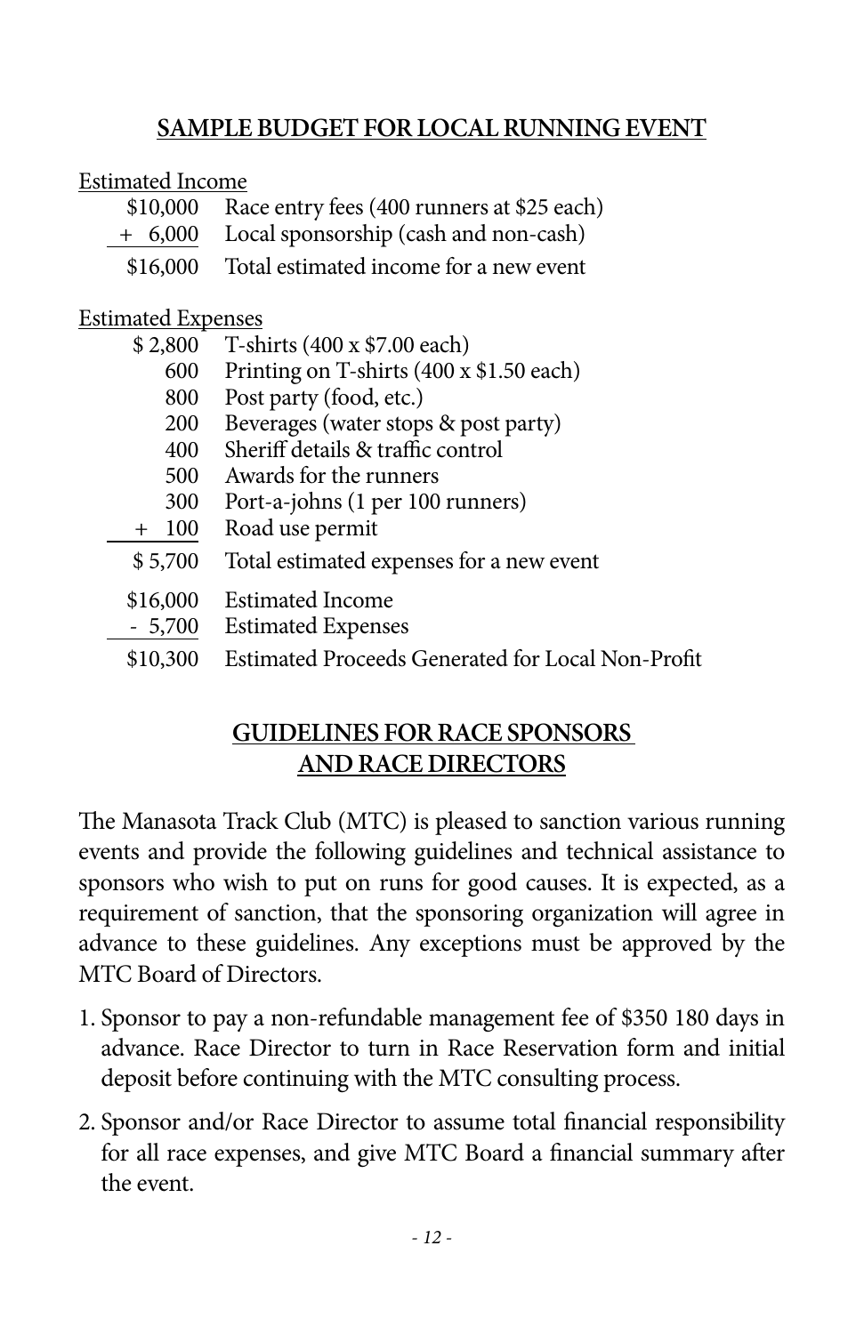## SAMPLE BUDGET FOR LOCAL RUNNING EVENT

Estimated Income

| Amount | Description |
|---|---|
| $10,000 | Race entry fees (400 runners at $25 each) |
| + 6,000 | Local sponsorship (cash and non-cash) |
| $16,000 | Total estimated income for a new event |

Estimated Expenses

| Amount | Description |
|---|---|
| $ 2,800 | T-shirts (400 x $7.00 each) |
| 600 | Printing on T-shirts (400 x $1.50 each) |
| 800 | Post party (food, etc.) |
| 200 | Beverages (water stops & post party) |
| 400 | Sheriff details & traffic control |
| 500 | Awards for the runners |
| 300 | Port-a-johns (1 per 100 runners) |
| + 100 | Road use permit |
| $ 5,700 | Total estimated expenses for a new event |
| $16,000 | Estimated Income |
| - 5,700 | Estimated Expenses |
| $10,300 | Estimated Proceeds Generated for Local Non-Profit |

## GUIDELINES FOR RACE SPONSORS AND RACE DIRECTORS

The Manasota Track Club (MTC) is pleased to sanction various running events and provide the following guidelines and technical assistance to sponsors who wish to put on runs for good causes. It is expected, as a requirement of sanction, that the sponsoring organization will agree in advance to these guidelines. Any exceptions must be approved by the MTC Board of Directors.

1. Sponsor to pay a non-refundable management fee of $350 180 days in advance. Race Director to turn in Race Reservation form and initial deposit before continuing with the MTC consulting process.
2. Sponsor and/or Race Director to assume total financial responsibility for all race expenses, and give MTC Board a financial summary after the event.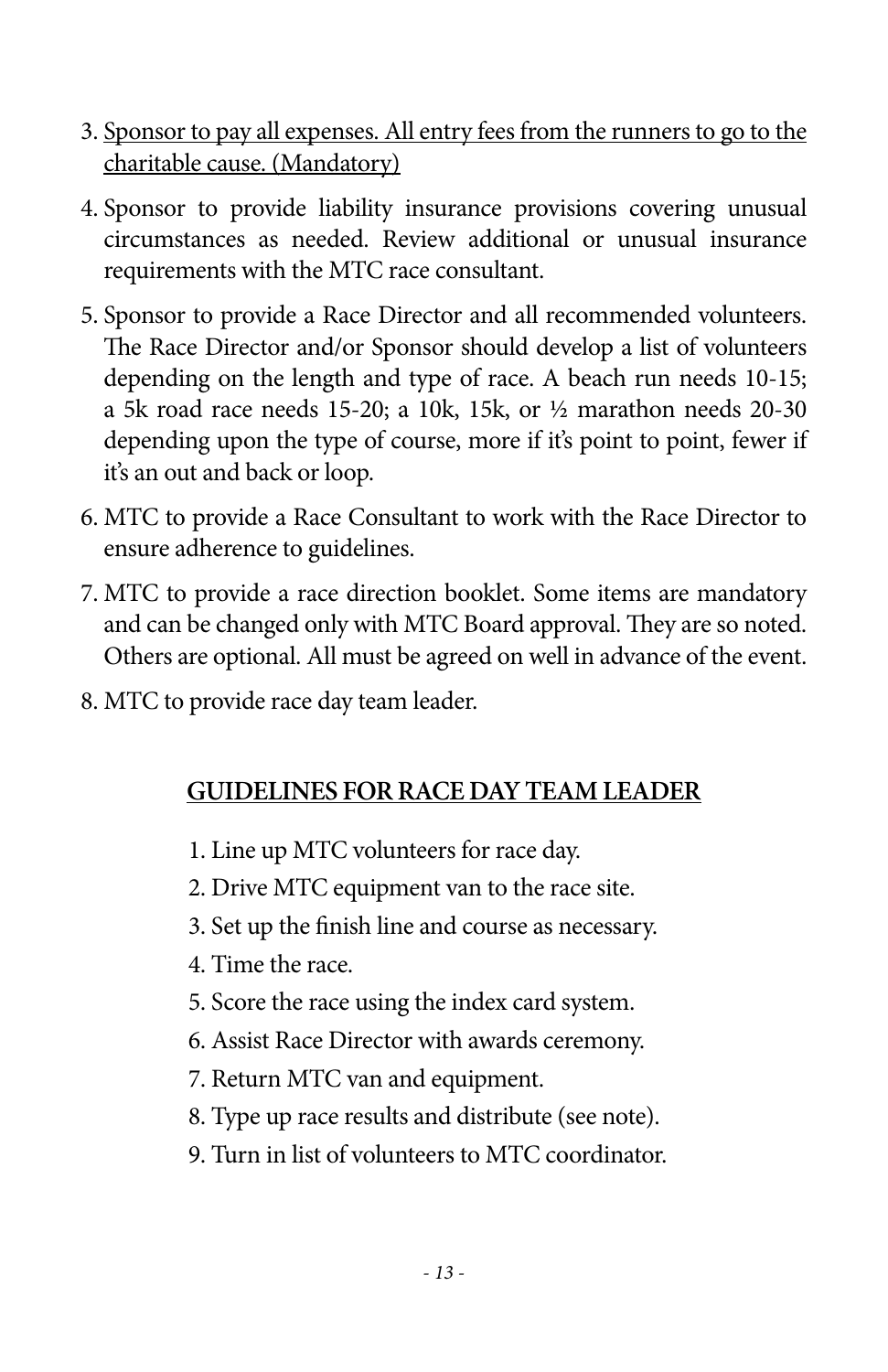3. <u>Sponsor to pay all expenses. All entry fees from the runners to go to the charitable cause. (Mandatory)</u>

4. Sponsor to provide liability insurance provisions covering unusual circumstances as needed. Review additional or unusual insurance requirements with the MTC race consultant.

5. Sponsor to provide a Race Director and all recommended volunteers. The Race Director and/or Sponsor should develop a list of volunteers depending on the length and type of race. A beach run needs 10-15; a 5k road race needs 15-20; a 10k, 15k, or ½ marathon needs 20-30 depending upon the type of course, more if it's point to point, fewer if it's an out and back or loop.

6. MTC to provide a Race Consultant to work with the Race Director to ensure adherence to guidelines.

7. MTC to provide a race direction booklet. Some items are mandatory and can be changed only with MTC Board approval. They are so noted. Others are optional. All must be agreed on well in advance of the event.

8. MTC to provide race day team leader.

## <u>GUIDELINES FOR RACE DAY TEAM LEADER</u>

1. Line up MTC volunteers for race day.
2. Drive MTC equipment van to the race site.
3. Set up the finish line and course as necessary.
4. Time the race.
5. Score the race using the index card system.
6. Assist Race Director with awards ceremony.
7. Return MTC van and equipment.
8. Type up race results and distribute (see note).
9. Turn in list of volunteers to MTC coordinator.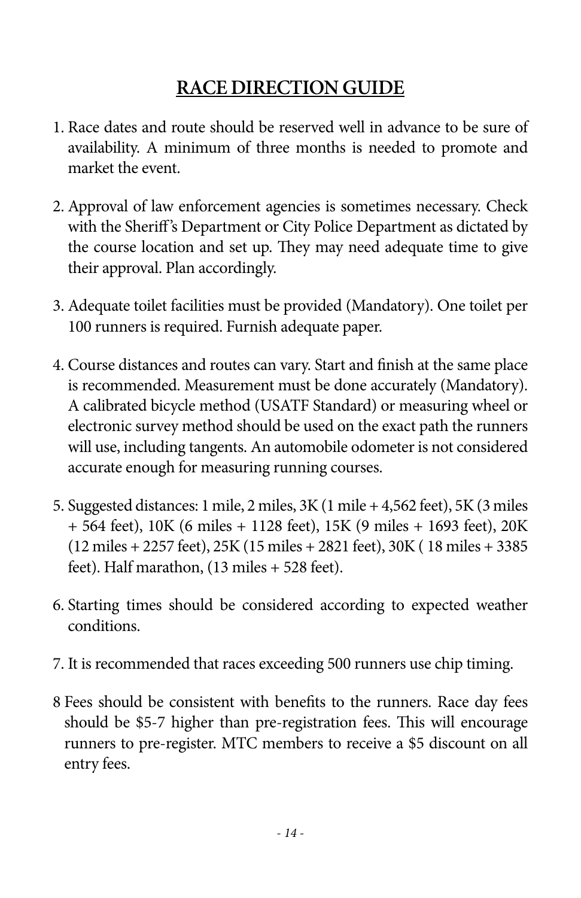# RACE DIRECTION GUIDE

1. Race dates and route should be reserved well in advance to be sure of availability. A minimum of three months is needed to promote and market the event.

2. Approval of law enforcement agencies is sometimes necessary. Check with the Sheriff's Department or City Police Department as dictated by the course location and set up. They may need adequate time to give their approval. Plan accordingly.

3. Adequate toilet facilities must be provided (Mandatory). One toilet per 100 runners is required. Furnish adequate paper.

4. Course distances and routes can vary. Start and finish at the same place is recommended. Measurement must be done accurately (Mandatory). A calibrated bicycle method (USATF Standard) or measuring wheel or electronic survey method should be used on the exact path the runners will use, including tangents. An automobile odometer is not considered accurate enough for measuring running courses.

5. Suggested distances: 1 mile, 2 miles, 3K (1 mile + 4,562 feet), 5K (3 miles + 564 feet), 10K (6 miles + 1128 feet), 15K (9 miles + 1693 feet), 20K (12 miles + 2257 feet), 25K (15 miles + 2821 feet), 30K ( 18 miles + 3385 feet). Half marathon, (13 miles + 528 feet).

6. Starting times should be considered according to expected weather conditions.

7. It is recommended that races exceeding 500 runners use chip timing.

8 Fees should be consistent with benefits to the runners. Race day fees should be $5-7 higher than pre-registration fees. This will encourage runners to pre-register. MTC members to receive a $5 discount on all entry fees.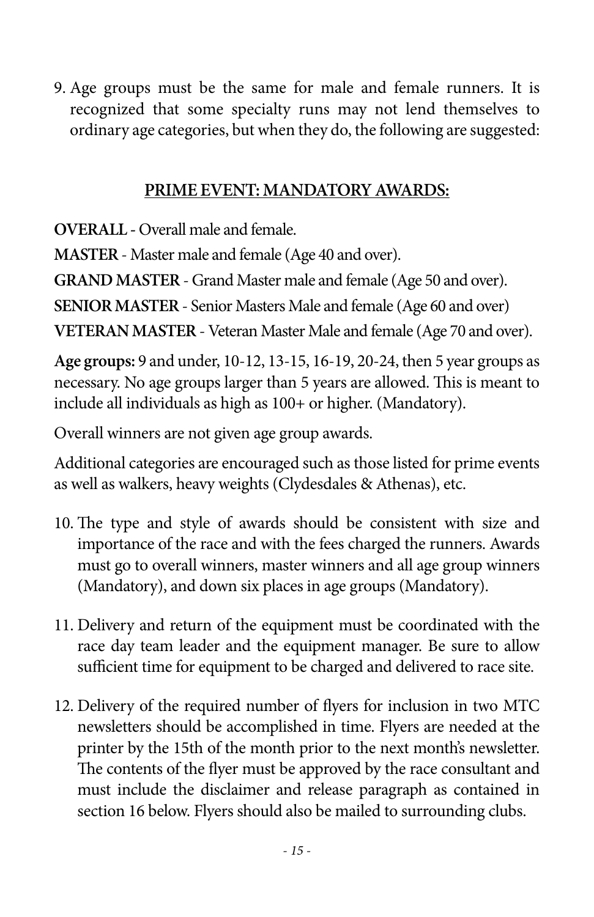9. Age groups must be the same for male and female runners. It is recognized that some specialty runs may not lend themselves to ordinary age categories, but when they do, the following are suggested:

## PRIME EVENT: MANDATORY AWARDS:

**OVERALL** - Overall male and female.

**MASTER** - Master male and female (Age 40 and over).

**GRAND MASTER** - Grand Master male and female (Age 50 and over).

**SENIOR MASTER** - Senior Masters Male and female (Age 60 and over)

**VETERAN MASTER** - Veteran Master Male and female (Age 70 and over).

**Age groups:** 9 and under, 10-12, 13-15, 16-19, 20-24, then 5 year groups as necessary. No age groups larger than 5 years are allowed. This is meant to include all individuals as high as 100+ or higher. (Mandatory).

Overall winners are not given age group awards.

Additional categories are encouraged such as those listed for prime events as well as walkers, heavy weights (Clydesdales & Athenas), etc.

10. The type and style of awards should be consistent with size and importance of the race and with the fees charged the runners. Awards must go to overall winners, master winners and all age group winners (Mandatory), and down six places in age groups (Mandatory).

11. Delivery and return of the equipment must be coordinated with the race day team leader and the equipment manager. Be sure to allow sufficient time for equipment to be charged and delivered to race site.

12. Delivery of the required number of flyers for inclusion in two MTC newsletters should be accomplished in time. Flyers are needed at the printer by the 15th of the month prior to the next month's newsletter. The contents of the flyer must be approved by the race consultant and must include the disclaimer and release paragraph as contained in section 16 below. Flyers should also be mailed to surrounding clubs.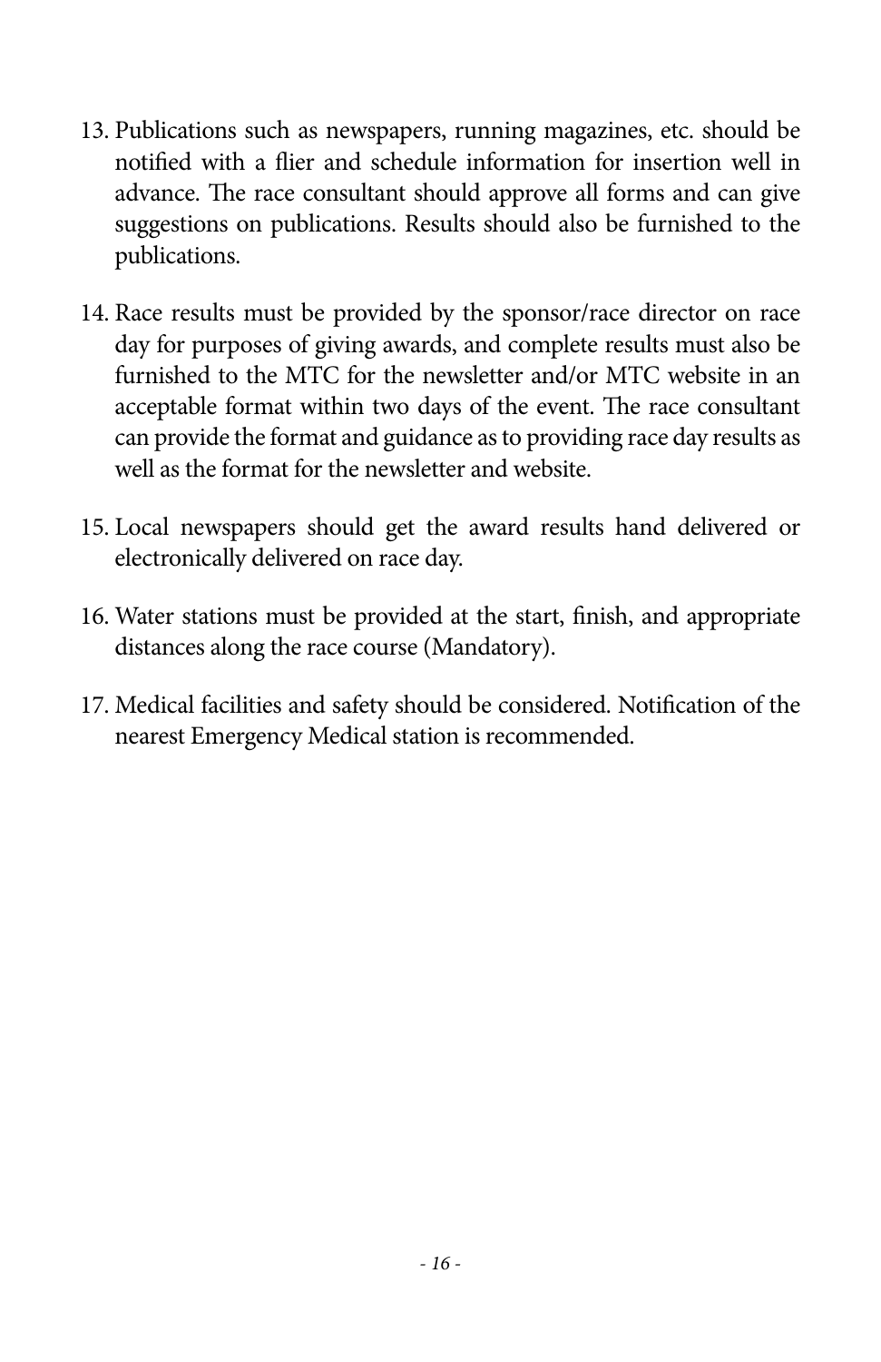13. Publications such as newspapers, running magazines, etc. should be notified with a flier and schedule information for insertion well in advance. The race consultant should approve all forms and can give suggestions on publications. Results should also be furnished to the publications.

14. Race results must be provided by the sponsor/race director on race day for purposes of giving awards, and complete results must also be furnished to the MTC for the newsletter and/or MTC website in an acceptable format within two days of the event. The race consultant can provide the format and guidance as to providing race day results as well as the format for the newsletter and website.

15. Local newspapers should get the award results hand delivered or electronically delivered on race day.

16. Water stations must be provided at the start, finish, and appropriate distances along the race course (Mandatory).

17. Medical facilities and safety should be considered. Notification of the nearest Emergency Medical station is recommended.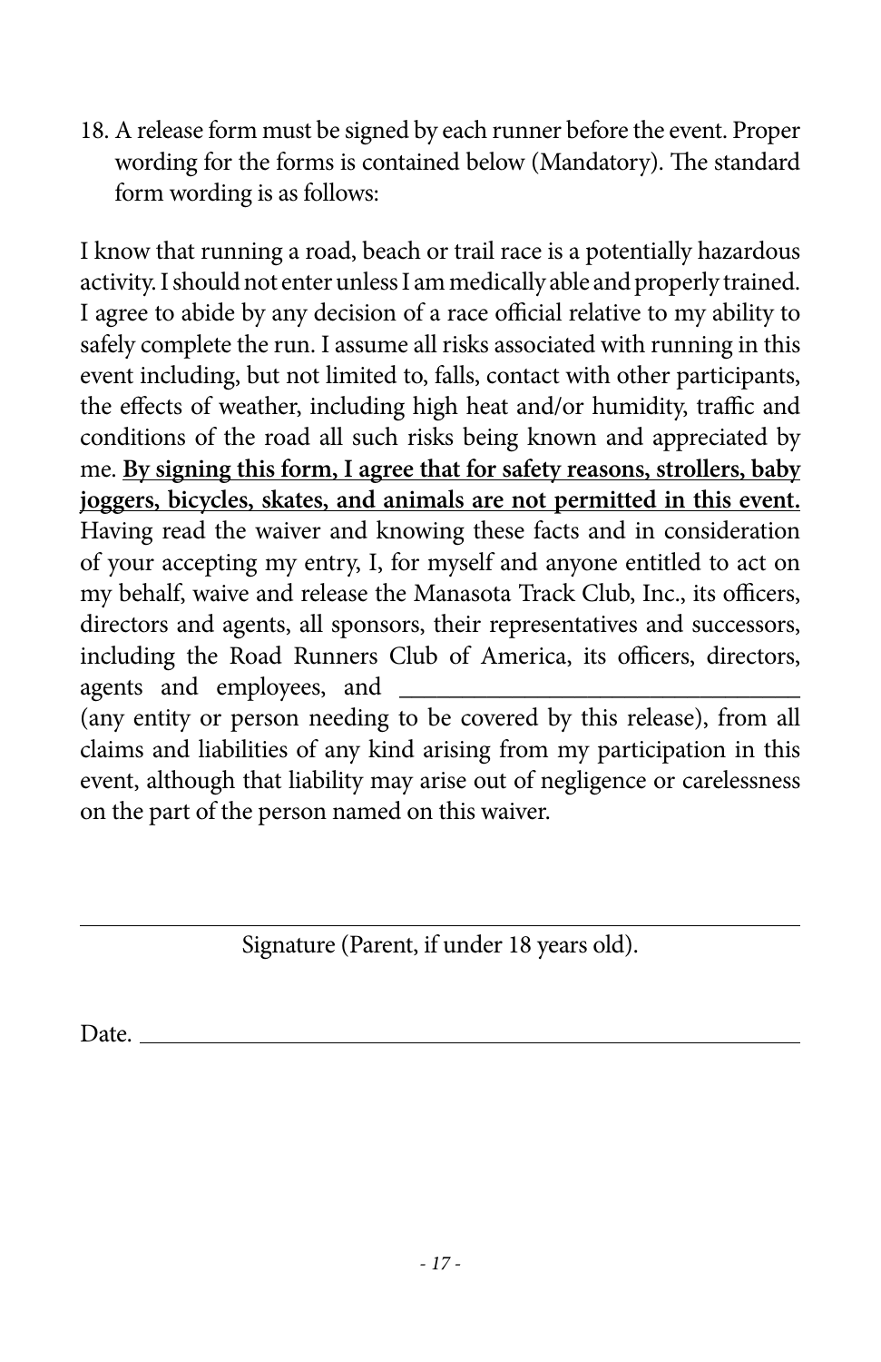18. A release form must be signed by each runner before the event. Proper wording for the forms is contained below (Mandatory). The standard form wording is as follows:

I know that running a road, beach or trail race is a potentially hazardous activity. I should not enter unless I am medically able and properly trained. I agree to abide by any decision of a race official relative to my ability to safely complete the run. I assume all risks associated with running in this event including, but not limited to, falls, contact with other participants, the effects of weather, including high heat and/or humidity, traffic and conditions of the road all such risks being known and appreciated by me. **<u>By signing this form, I agree that for safety reasons, strollers, baby joggers, bicycles, skates, and animals are not permitted in this event.</u>** Having read the waiver and knowing these facts and in consideration of your accepting my entry, I, for myself and anyone entitled to act on my behalf, waive and release the Manasota Track Club, Inc., its officers, directors and agents, all sponsors, their representatives and successors, including the Road Runners Club of America, its officers, directors, agents and employees, and ______________________________ (any entity or person needing to be covered by this release), from all claims and liabilities of any kind arising from my participation in this event, although that liability may arise out of negligence or carelessness on the part of the person named on this waiver.

______________________________________________

Signature (Parent, if under 18 years old).

Date. ______________________________________________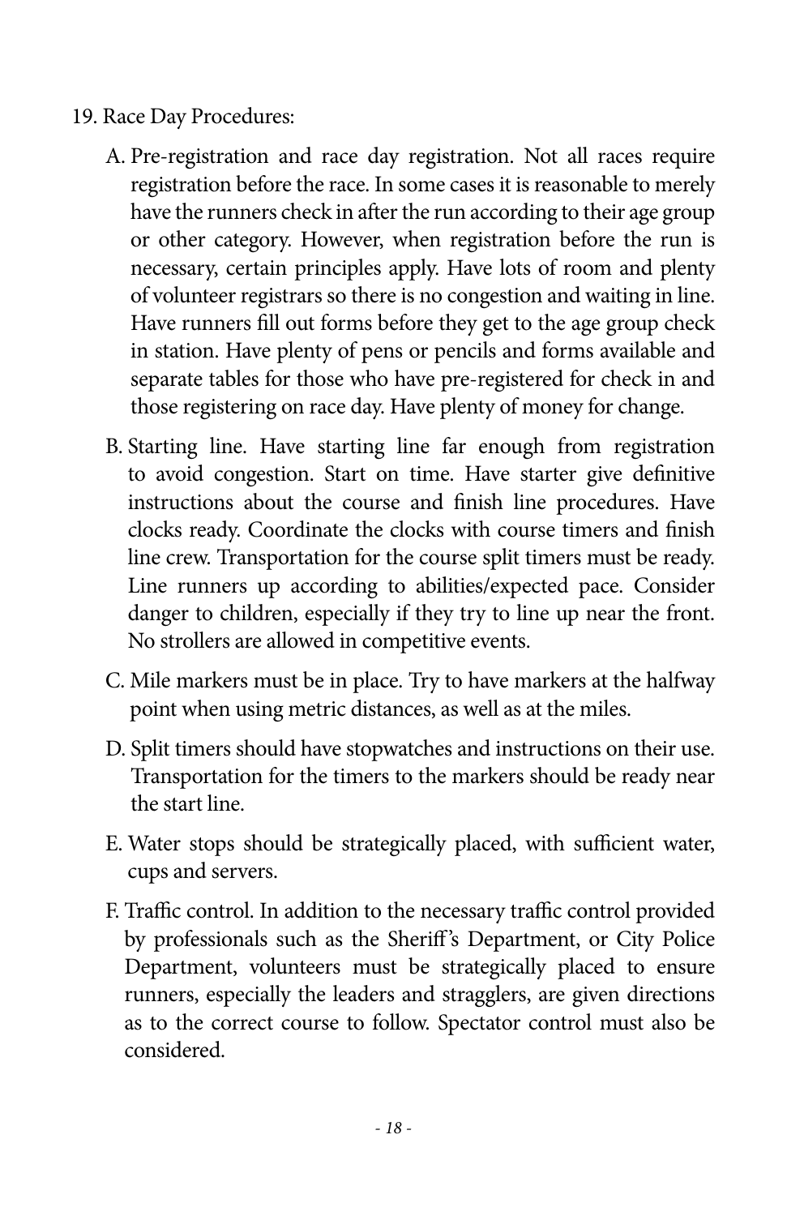19. Race Day Procedures:

    A. Pre-registration and race day registration. Not all races require registration before the race. In some cases it is reasonable to merely have the runners check in after the run according to their age group or other category. However, when registration before the run is necessary, certain principles apply. Have lots of room and plenty of volunteer registrars so there is no congestion and waiting in line. Have runners fill out forms before they get to the age group check in station. Have plenty of pens or pencils and forms available and separate tables for those who have pre-registered for check in and those registering on race day. Have plenty of money for change.

    B. Starting line. Have starting line far enough from registration to avoid congestion. Start on time. Have starter give definitive instructions about the course and finish line procedures. Have clocks ready. Coordinate the clocks with course timers and finish line crew. Transportation for the course split timers must be ready. Line runners up according to abilities/expected pace. Consider danger to children, especially if they try to line up near the front. No strollers are allowed in competitive events.

    C. Mile markers must be in place. Try to have markers at the halfway point when using metric distances, as well as at the miles.

    D. Split timers should have stopwatches and instructions on their use. Transportation for the timers to the markers should be ready near the start line.

    E. Water stops should be strategically placed, with sufficient water, cups and servers.

    F. Traffic control. In addition to the necessary traffic control provided by professionals such as the Sheriff's Department, or City Police Department, volunteers must be strategically placed to ensure runners, especially the leaders and stragglers, are given directions as to the correct course to follow. Spectator control must also be considered.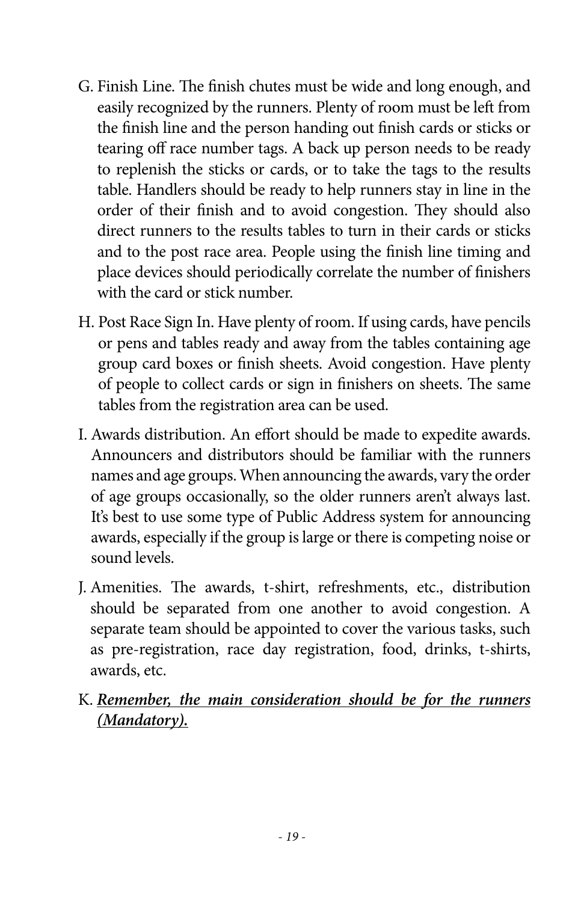G. Finish Line. The finish chutes must be wide and long enough, and easily recognized by the runners. Plenty of room must be left from the finish line and the person handing out finish cards or sticks or tearing off race number tags. A back up person needs to be ready to replenish the sticks or cards, or to take the tags to the results table. Handlers should be ready to help runners stay in line in the order of their finish and to avoid congestion. They should also direct runners to the results tables to turn in their cards or sticks and to the post race area. People using the finish line timing and place devices should periodically correlate the number of finishers with the card or stick number.

H. Post Race Sign In. Have plenty of room. If using cards, have pencils or pens and tables ready and away from the tables containing age group card boxes or finish sheets. Avoid congestion. Have plenty of people to collect cards or sign in finishers on sheets. The same tables from the registration area can be used.

I. Awards distribution. An effort should be made to expedite awards. Announcers and distributors should be familiar with the runners names and age groups. When announcing the awards, vary the order of age groups occasionally, so the older runners aren't always last. It's best to use some type of Public Address system for announcing awards, especially if the group is large or there is competing noise or sound levels.

J. Amenities. The awards, t-shirt, refreshments, etc., distribution should be separated from one another to avoid congestion. A separate team should be appointed to cover the various tasks, such as pre-registration, race day registration, food, drinks, t-shirts, awards, etc.

K. ***Remember, the main consideration should be for the runners (Mandatory).***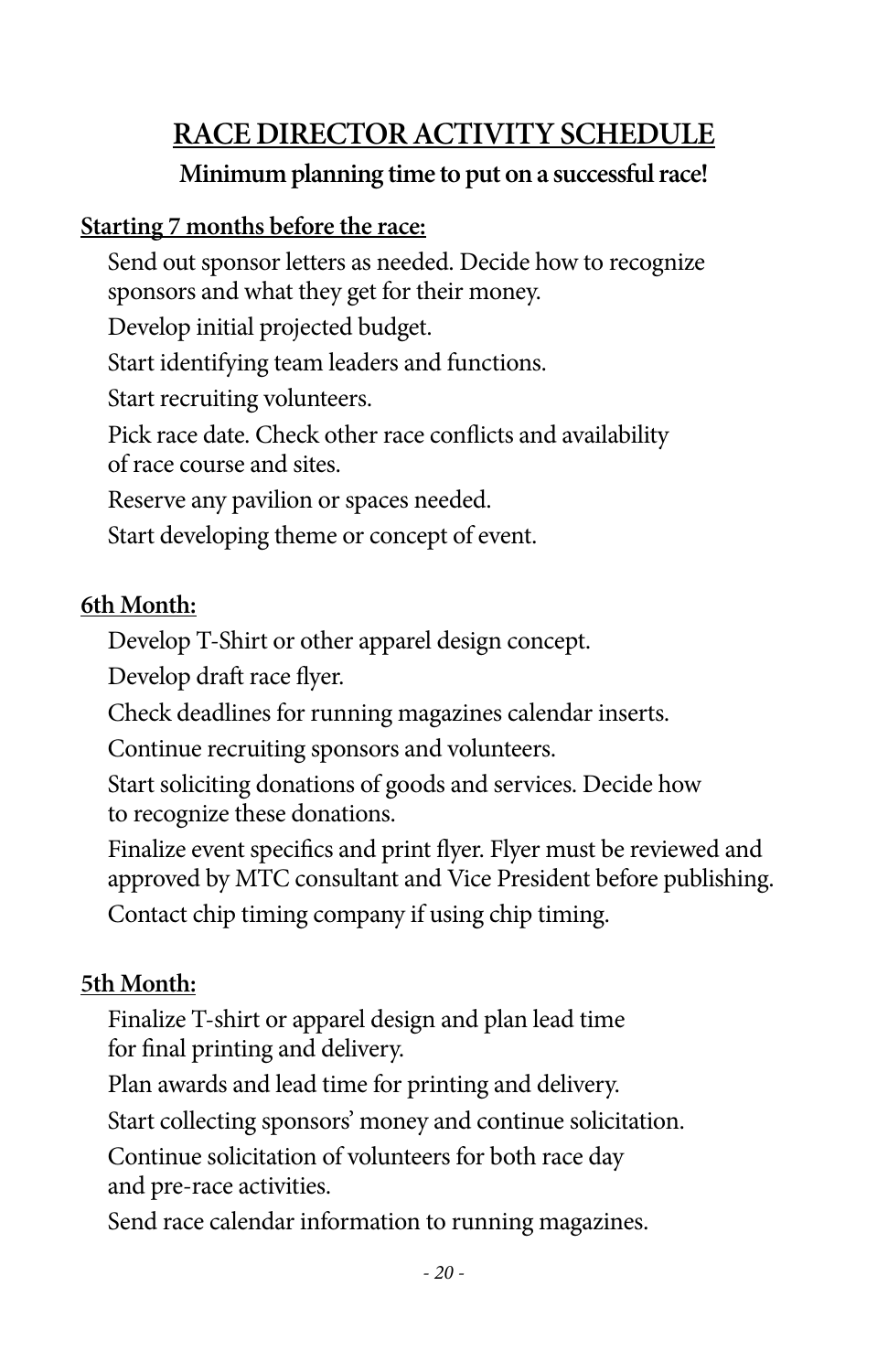# RACE DIRECTOR ACTIVITY SCHEDULE

**Minimum planning time to put on a successful race!**

**Starting 7 months before the race:**

Send out sponsor letters as needed. Decide how to recognize sponsors and what they get for their money.

Develop initial projected budget.

Start identifying team leaders and functions.

Start recruiting volunteers.

Pick race date. Check other race conflicts and availability of race course and sites.

Reserve any pavilion or spaces needed.

Start developing theme or concept of event.

**6th Month:**

Develop T-Shirt or other apparel design concept.

Develop draft race flyer.

Check deadlines for running magazines calendar inserts.

Continue recruiting sponsors and volunteers.

Start soliciting donations of goods and services. Decide how to recognize these donations.

Finalize event specifics and print flyer. Flyer must be reviewed and approved by MTC consultant and Vice President before publishing.

Contact chip timing company if using chip timing.

**5th Month:**

Finalize T-shirt or apparel design and plan lead time for final printing and delivery.

Plan awards and lead time for printing and delivery.

Start collecting sponsors' money and continue solicitation.

Continue solicitation of volunteers for both race day and pre-race activities.

Send race calendar information to running magazines.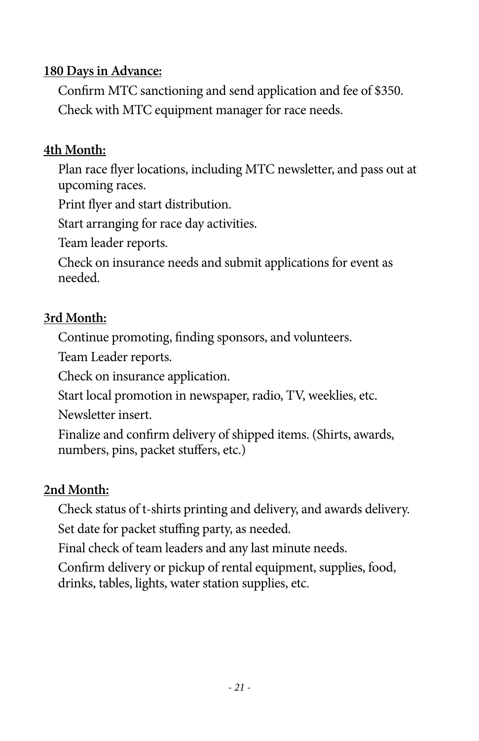**180 Days in Advance:**

Confirm MTC sanctioning and send application and fee of $350.

Check with MTC equipment manager for race needs.

**4th Month:**

Plan race flyer locations, including MTC newsletter, and pass out at upcoming races.

Print flyer and start distribution.

Start arranging for race day activities.

Team leader reports.

Check on insurance needs and submit applications for event as needed.

**3rd Month:**

Continue promoting, finding sponsors, and volunteers.

Team Leader reports.

Check on insurance application.

Start local promotion in newspaper, radio, TV, weeklies, etc.

Newsletter insert.

Finalize and confirm delivery of shipped items. (Shirts, awards, numbers, pins, packet stuffers, etc.)

**2nd Month:**

Check status of t-shirts printing and delivery, and awards delivery.

Set date for packet stuffing party, as needed.

Final check of team leaders and any last minute needs.

Confirm delivery or pickup of rental equipment, supplies, food, drinks, tables, lights, water station supplies, etc.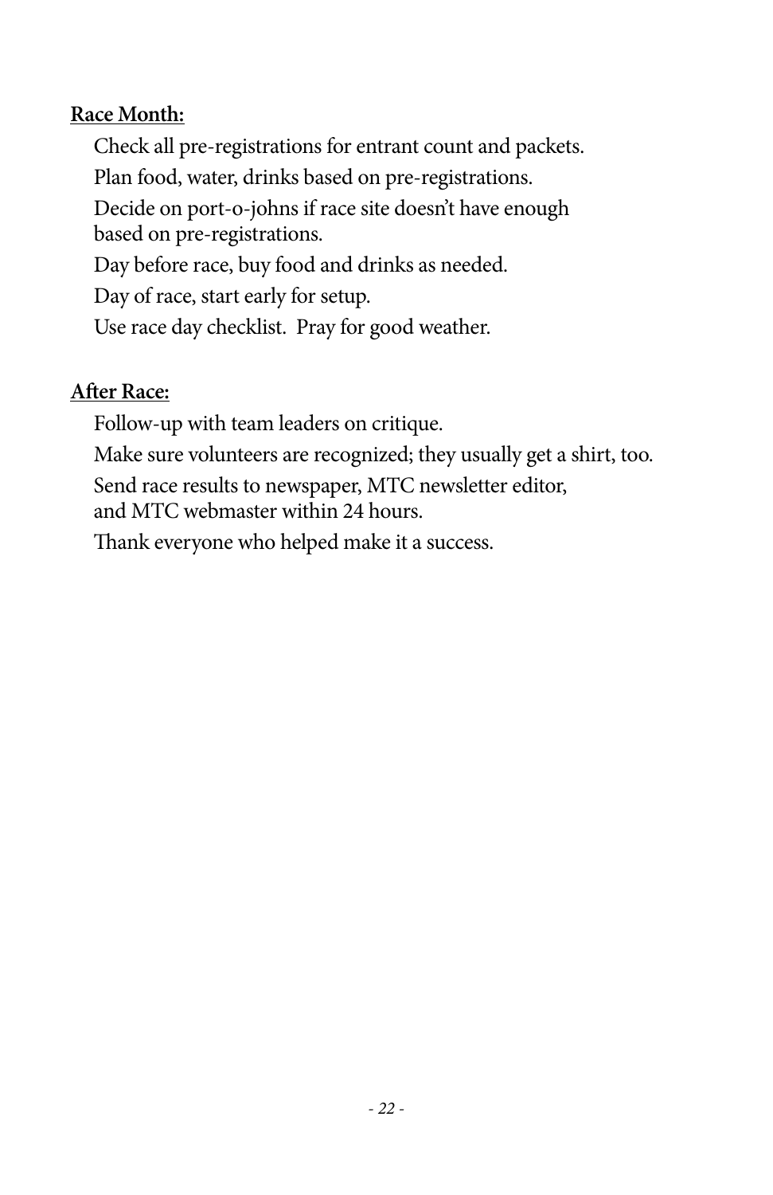**Race Month:**

Check all pre-registrations for entrant count and packets.

Plan food, water, drinks based on pre-registrations.

Decide on port-o-johns if race site doesn't have enough based on pre-registrations.

Day before race, buy food and drinks as needed.

Day of race, start early for setup.

Use race day checklist. Pray for good weather.

**After Race:**

Follow-up with team leaders on critique.

Make sure volunteers are recognized; they usually get a shirt, too.

Send race results to newspaper, MTC newsletter editor, and MTC webmaster within 24 hours.

Thank everyone who helped make it a success.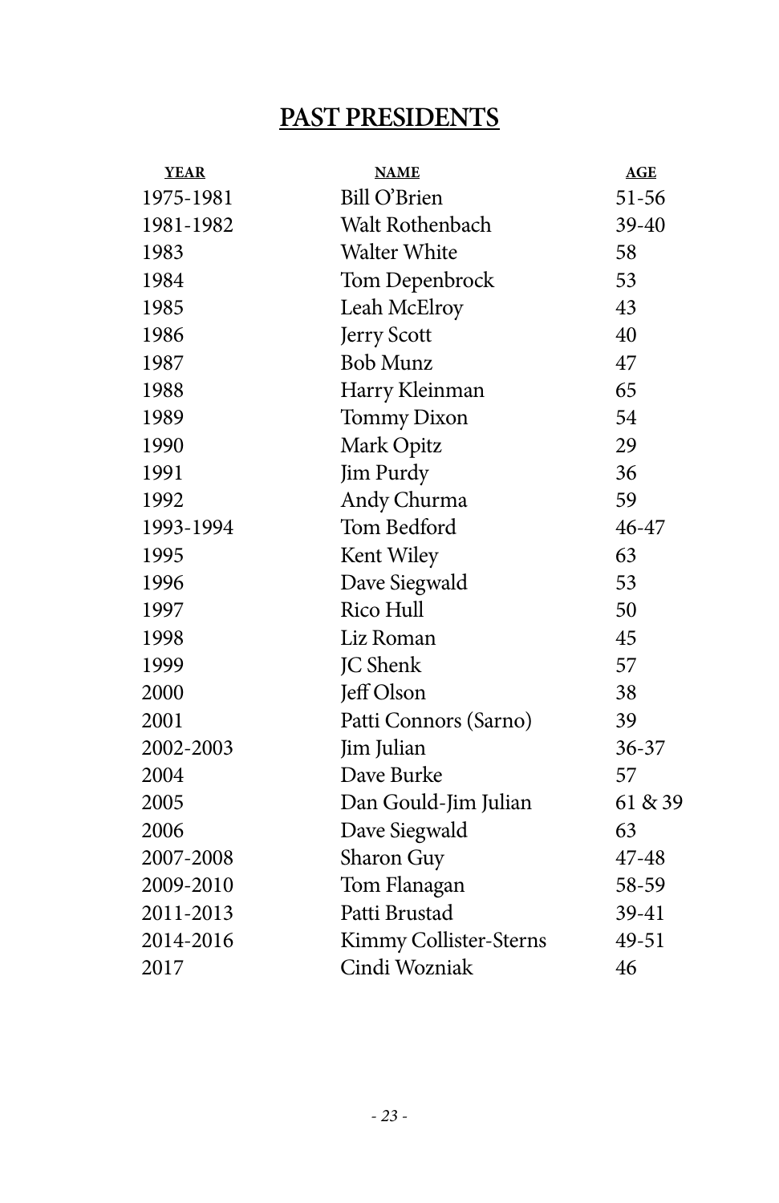## PAST PRESIDENTS

| YEAR | NAME | AGE |
|---|---|---|
| 1975-1981 | Bill O'Brien | 51-56 |
| 1981-1982 | Walt Rothenbach | 39-40 |
| 1983 | Walter White | 58 |
| 1984 | Tom Depenbrock | 53 |
| 1985 | Leah McElroy | 43 |
| 1986 | Jerry Scott | 40 |
| 1987 | Bob Munz | 47 |
| 1988 | Harry Kleinman | 65 |
| 1989 | Tommy Dixon | 54 |
| 1990 | Mark Opitz | 29 |
| 1991 | Jim Purdy | 36 |
| 1992 | Andy Churma | 59 |
| 1993-1994 | Tom Bedford | 46-47 |
| 1995 | Kent Wiley | 63 |
| 1996 | Dave Siegwald | 53 |
| 1997 | Rico Hull | 50 |
| 1998 | Liz Roman | 45 |
| 1999 | JC Shenk | 57 |
| 2000 | Jeff Olson | 38 |
| 2001 | Patti Connors (Sarno) | 39 |
| 2002-2003 | Jim Julian | 36-37 |
| 2004 | Dave Burke | 57 |
| 2005 | Dan Gould-Jim Julian | 61 & 39 |
| 2006 | Dave Siegwald | 63 |
| 2007-2008 | Sharon Guy | 47-48 |
| 2009-2010 | Tom Flanagan | 58-59 |
| 2011-2013 | Patti Brustad | 39-41 |
| 2014-2016 | Kimmy Collister-Sterns | 49-51 |
| 2017 | Cindi Wozniak | 46 |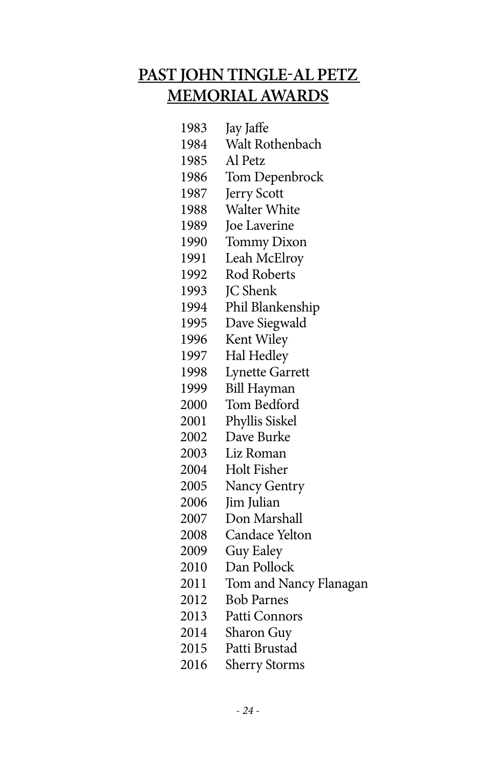## PAST JOHN TINGLE-AL PETZ MEMORIAL AWARDS

1983 Jay Jaffe
1984 Walt Rothenbach
1985 Al Petz
1986 Tom Depenbrock
1987 Jerry Scott
1988 Walter White
1989 Joe Laverine
1990 Tommy Dixon
1991 Leah McElroy
1992 Rod Roberts
1993 JC Shenk
1994 Phil Blankenship
1995 Dave Siegwald
1996 Kent Wiley
1997 Hal Hedley
1998 Lynette Garrett
1999 Bill Hayman
2000 Tom Bedford
2001 Phyllis Siskel
2002 Dave Burke
2003 Liz Roman
2004 Holt Fisher
2005 Nancy Gentry
2006 Jim Julian
2007 Don Marshall
2008 Candace Yelton
2009 Guy Ealey
2010 Dan Pollock
2011 Tom and Nancy Flanagan
2012 Bob Parnes
2013 Patti Connors
2014 Sharon Guy
2015 Patti Brustad
2016 Sherry Storms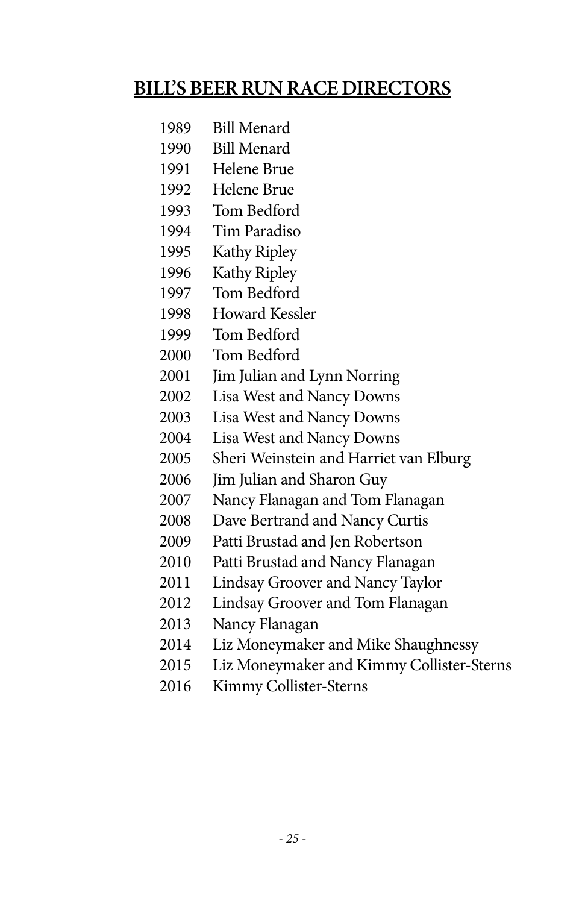## BILL'S BEER RUN RACE DIRECTORS

1989 Bill Menard
1990 Bill Menard
1991 Helene Brue
1992 Helene Brue
1993 Tom Bedford
1994 Tim Paradiso
1995 Kathy Ripley
1996 Kathy Ripley
1997 Tom Bedford
1998 Howard Kessler
1999 Tom Bedford
2000 Tom Bedford
2001 Jim Julian and Lynn Norring
2002 Lisa West and Nancy Downs
2003 Lisa West and Nancy Downs
2004 Lisa West and Nancy Downs
2005 Sheri Weinstein and Harriet van Elburg
2006 Jim Julian and Sharon Guy
2007 Nancy Flanagan and Tom Flanagan
2008 Dave Bertrand and Nancy Curtis
2009 Patti Brustad and Jen Robertson
2010 Patti Brustad and Nancy Flanagan
2011 Lindsay Groover and Nancy Taylor
2012 Lindsay Groover and Tom Flanagan
2013 Nancy Flanagan
2014 Liz Moneymaker and Mike Shaughnessy
2015 Liz Moneymaker and Kimmy Collister-Sterns
2016 Kimmy Collister-Sterns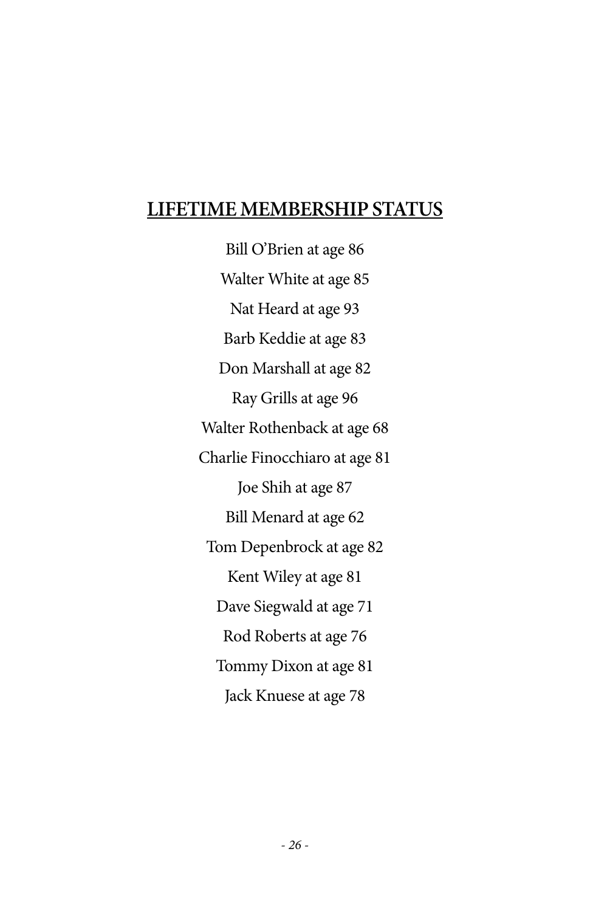## LIFETIME MEMBERSHIP STATUS

Bill O'Brien at age 86

Walter White at age 85

Nat Heard at age 93

Barb Keddie at age 83

Don Marshall at age 82

Ray Grills at age 96

Walter Rothenback at age 68

Charlie Finocchiaro at age 81

Joe Shih at age 87

Bill Menard at age 62

Tom Depenbrock at age 82

Kent Wiley at age 81

Dave Siegwald at age 71

Rod Roberts at age 76

Tommy Dixon at age 81

Jack Knuese at age 78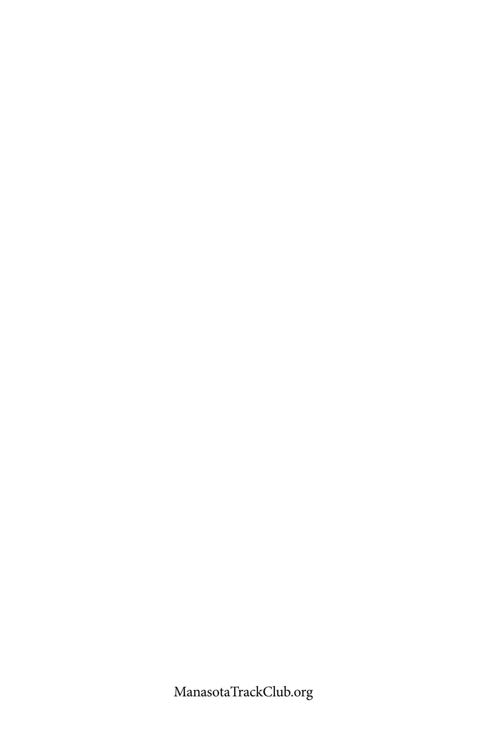ManasotaTrackClub.org